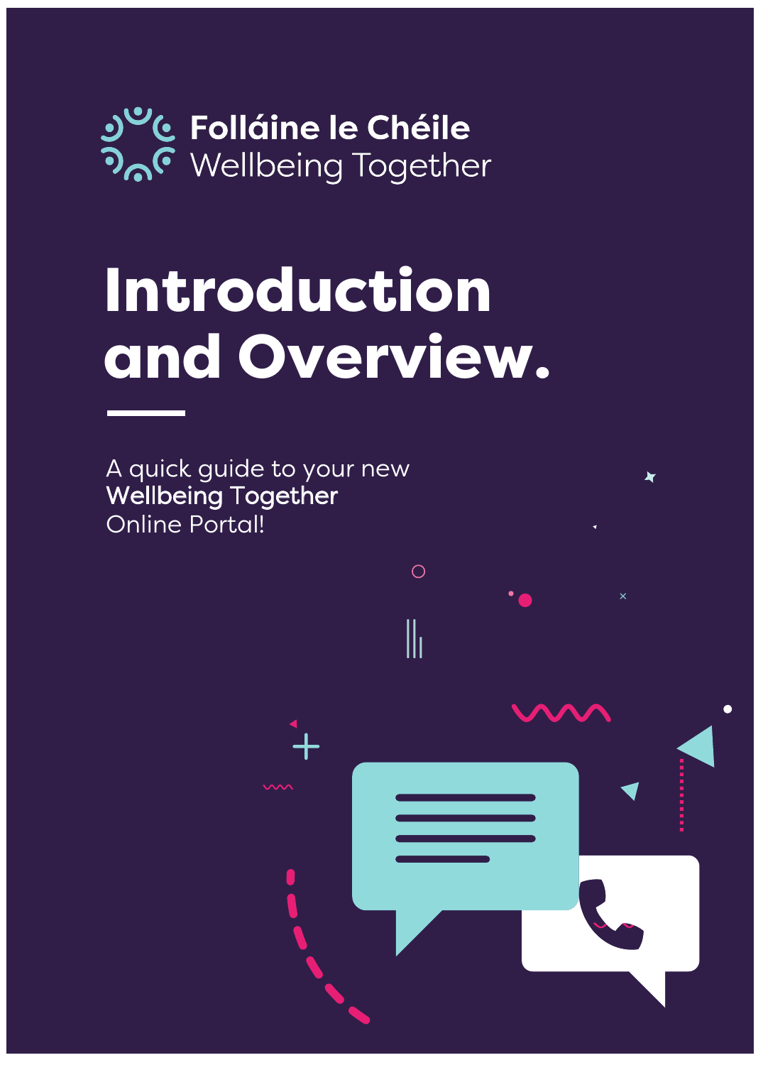**Folláine le Chéile**
Wellbeing Together

# Introduction and Overview.

A quick guide to your new
**Wellbeing Together**
Online Portal!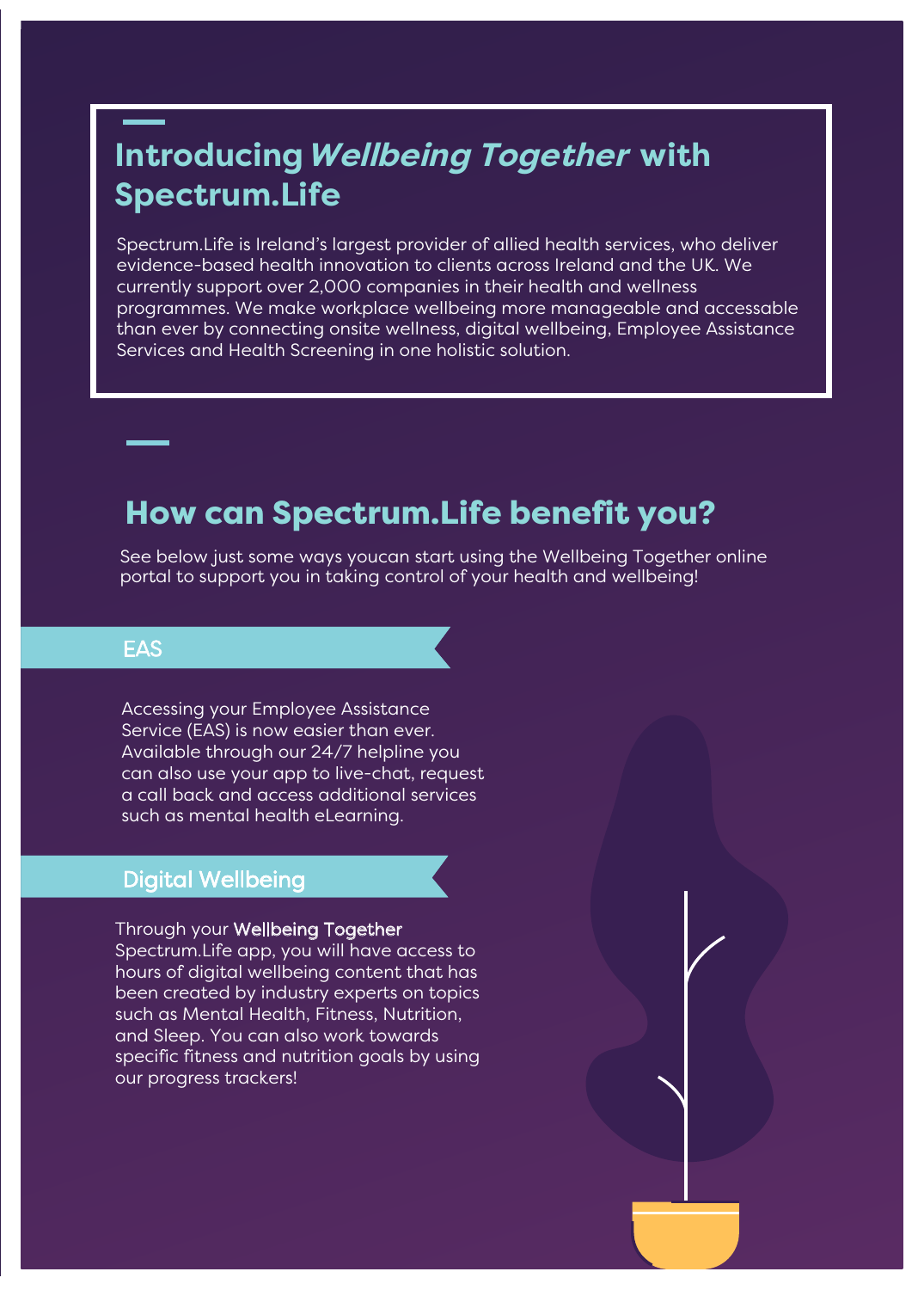## Introducing *Wellbeing Together* with Spectrum.Life

Spectrum.Life is Ireland's largest provider of allied health services, who deliver evidence-based health innovation to clients across Ireland and the UK. We currently support over 2,000 companies in their health and wellness programmes. We make workplace wellbeing more manageable and accessable than ever by connecting onsite wellness, digital wellbeing, Employee Assistance Services and Health Screening in one holistic solution.

## How can Spectrum.Life benefit you?

See below just some ways youcan start using the Wellbeing Together online portal to support you in taking control of your health and wellbeing!

### EAS

Accessing your Employee Assistance Service (EAS) is now easier than ever. Available through our 24/7 helpline you can also use your app to live-chat, request a call back and access additional services such as mental health eLearning.

### Digital Wellbeing

Through your Wellbeing Together Spectrum.Life app, you will have access to hours of digital wellbeing content that has been created by industry experts on topics such as Mental Health, Fitness, Nutrition, and Sleep. You can also work towards specific fitness and nutrition goals by using our progress trackers!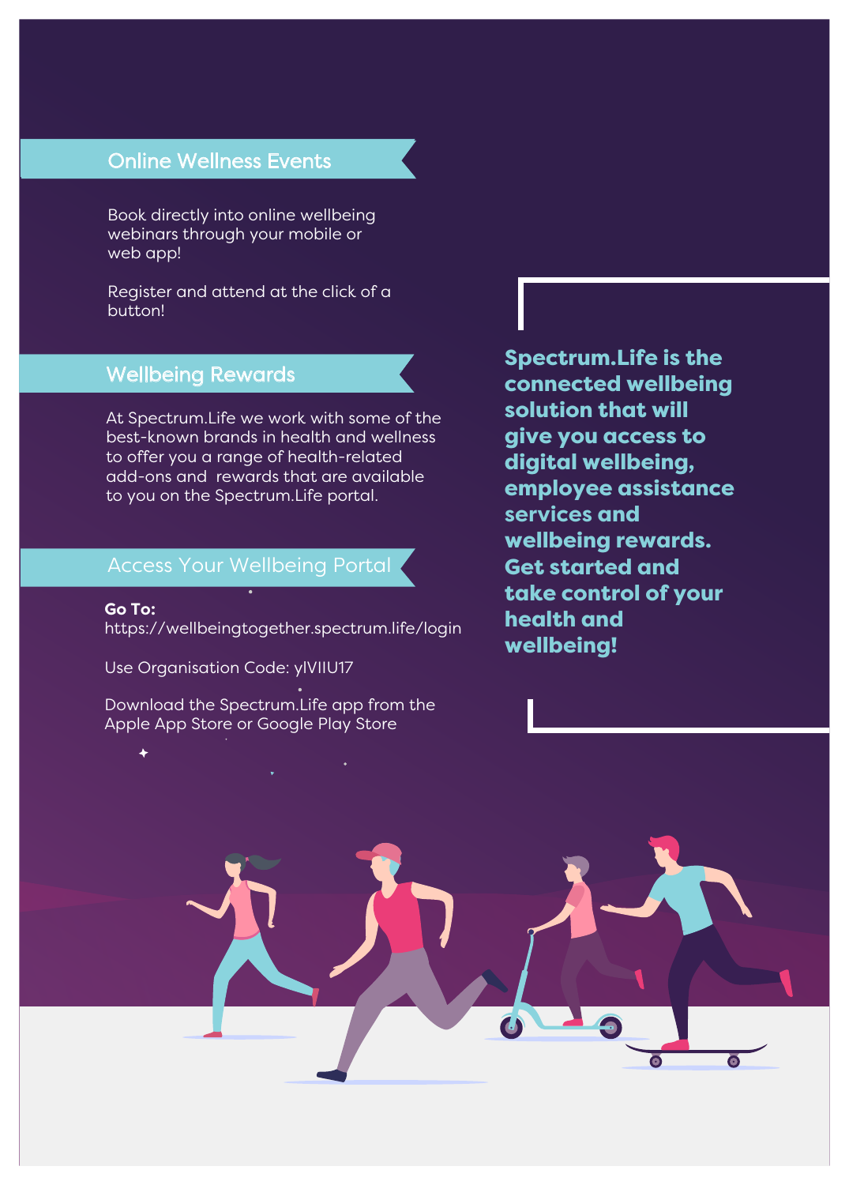## Online Wellness Events

Book directly into online wellbeing webinars through your mobile or web app!

Register and attend at the click of a button!

## Wellbeing Rewards

At Spectrum.Life we work with some of the best-known brands in health and wellness to offer you a range of health-related add-ons and rewards that are available to you on the Spectrum.Life portal.

## Access Your Wellbeing Portal

**Go To:**
https://wellbeingtogether.spectrum.life/login

Use Organisation Code: ylVIIU17

Download the Spectrum.Life app from the Apple App Store or Google Play Store

**Spectrum.Life is the connected wellbeing solution that will give you access to digital wellbeing, employee assistance services and wellbeing rewards. Get started and take control of your health and wellbeing!**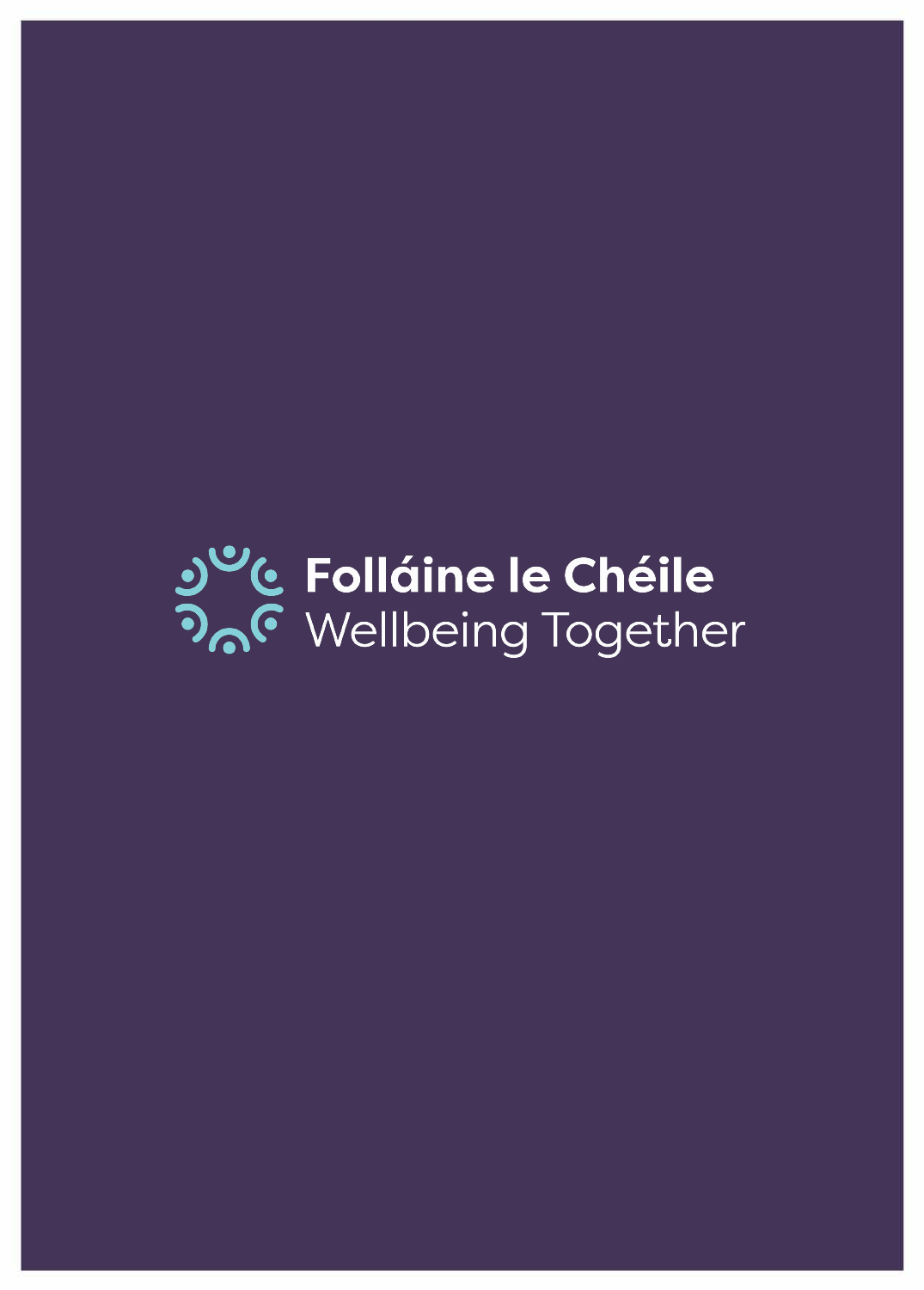Folláine le Chéile
Wellbeing Together